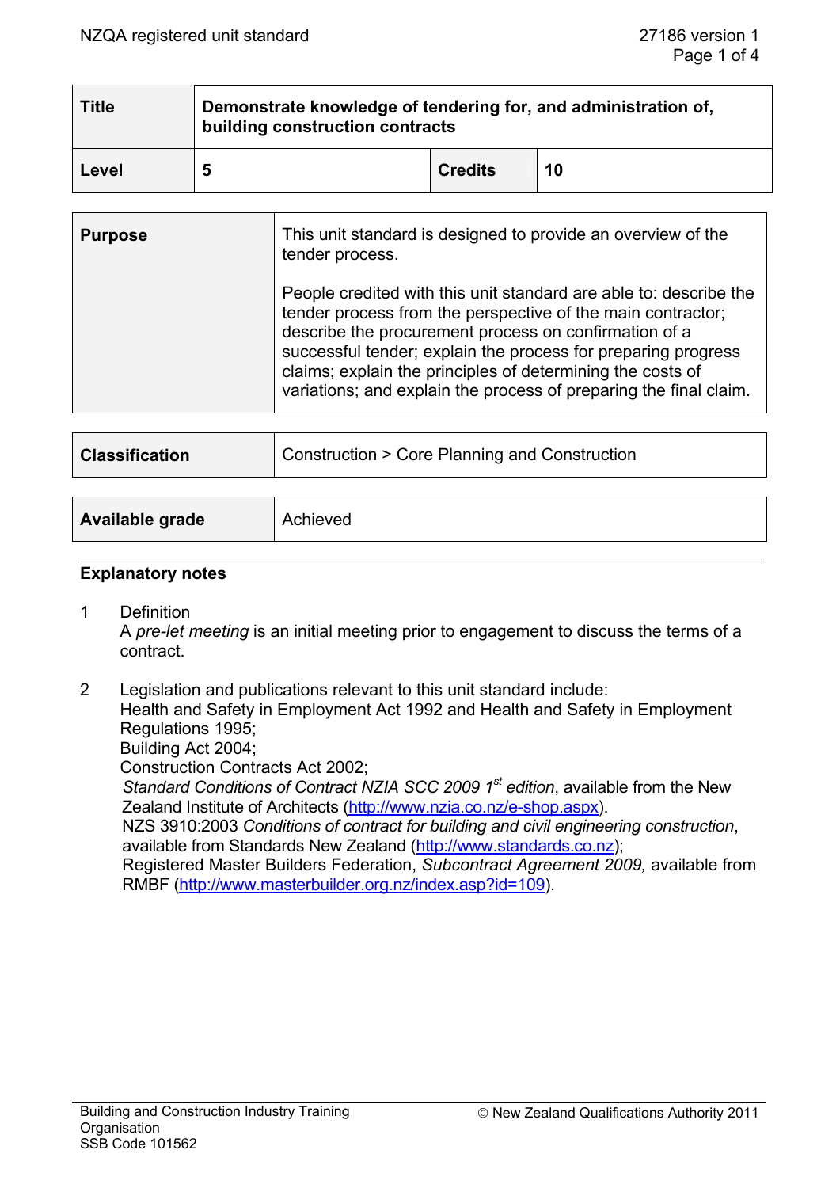| Title | Demonstrate knowledge of tendering for, and administration of, building construction contracts | | |
|---|---|---|---|
| **Level** | **5** | **Credits** | **10** |

| | |
|---|---|
| **Purpose** | This unit standard is designed to provide an overview of the tender process.<br><br>People credited with this unit standard are able to: describe the tender process from the perspective of the main contractor; describe the procurement process on confirmation of a successful tender; explain the process for preparing progress claims; explain the principles of determining the costs of variations; and explain the process of preparing the final claim. |

| | |
|---|---|
| **Classification** | Construction > Core Planning and Construction |

| | |
|---|---|
| **Available grade** | Achieved |

## Explanatory notes

1 Definition
A *pre-let meeting* is an initial meeting prior to engagement to discuss the terms of a contract.

2 Legislation and publications relevant to this unit standard include:
Health and Safety in Employment Act 1992 and Health and Safety in Employment Regulations 1995;
Building Act 2004;
Construction Contracts Act 2002;
*Standard Conditions of Contract NZIA SCC 2009 1st edition*, available from the New Zealand Institute of Architects (http://www.nzia.co.nz/e-shop.aspx).
NZS 3910:2003 *Conditions of contract for building and civil engineering construction*, available from Standards New Zealand (http://www.standards.co.nz);
Registered Master Builders Federation, *Subcontract Agreement 2009,* available from RMBF (http://www.masterbuilder.org.nz/index.asp?id=109).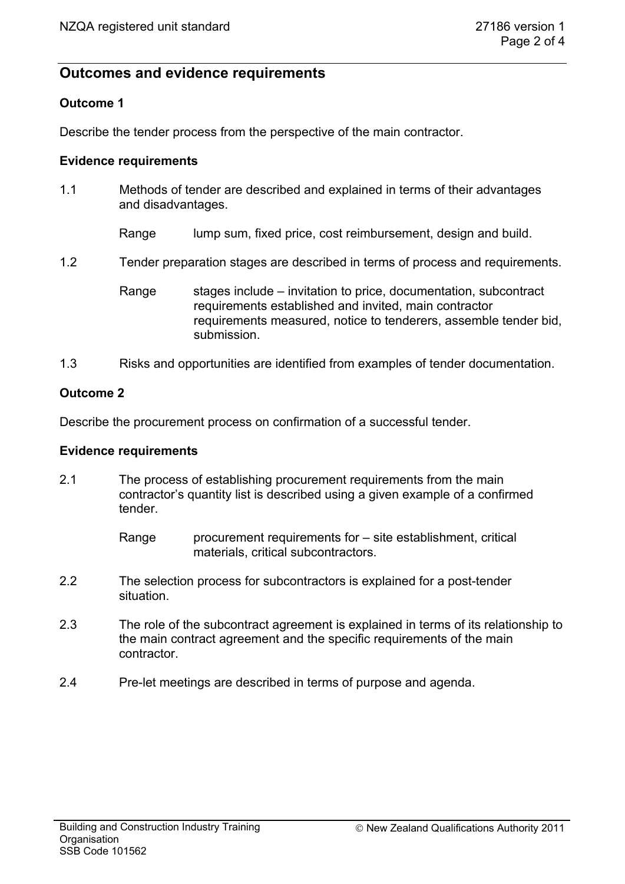## Outcomes and evidence requirements

### Outcome 1

Describe the tender process from the perspective of the main contractor.

#### Evidence requirements

1.1 Methods of tender are described and explained in terms of their advantages and disadvantages.

Range lump sum, fixed price, cost reimbursement, design and build.

1.2 Tender preparation stages are described in terms of process and requirements.

Range stages include – invitation to price, documentation, subcontract requirements established and invited, main contractor requirements measured, notice to tenderers, assemble tender bid, submission.

1.3 Risks and opportunities are identified from examples of tender documentation.

### Outcome 2

Describe the procurement process on confirmation of a successful tender.

#### Evidence requirements

2.1 The process of establishing procurement requirements from the main contractor's quantity list is described using a given example of a confirmed tender.

Range procurement requirements for – site establishment, critical materials, critical subcontractors.

2.2 The selection process for subcontractors is explained for a post-tender situation.

2.3 The role of the subcontract agreement is explained in terms of its relationship to the main contract agreement and the specific requirements of the main contractor.

2.4 Pre-let meetings are described in terms of purpose and agenda.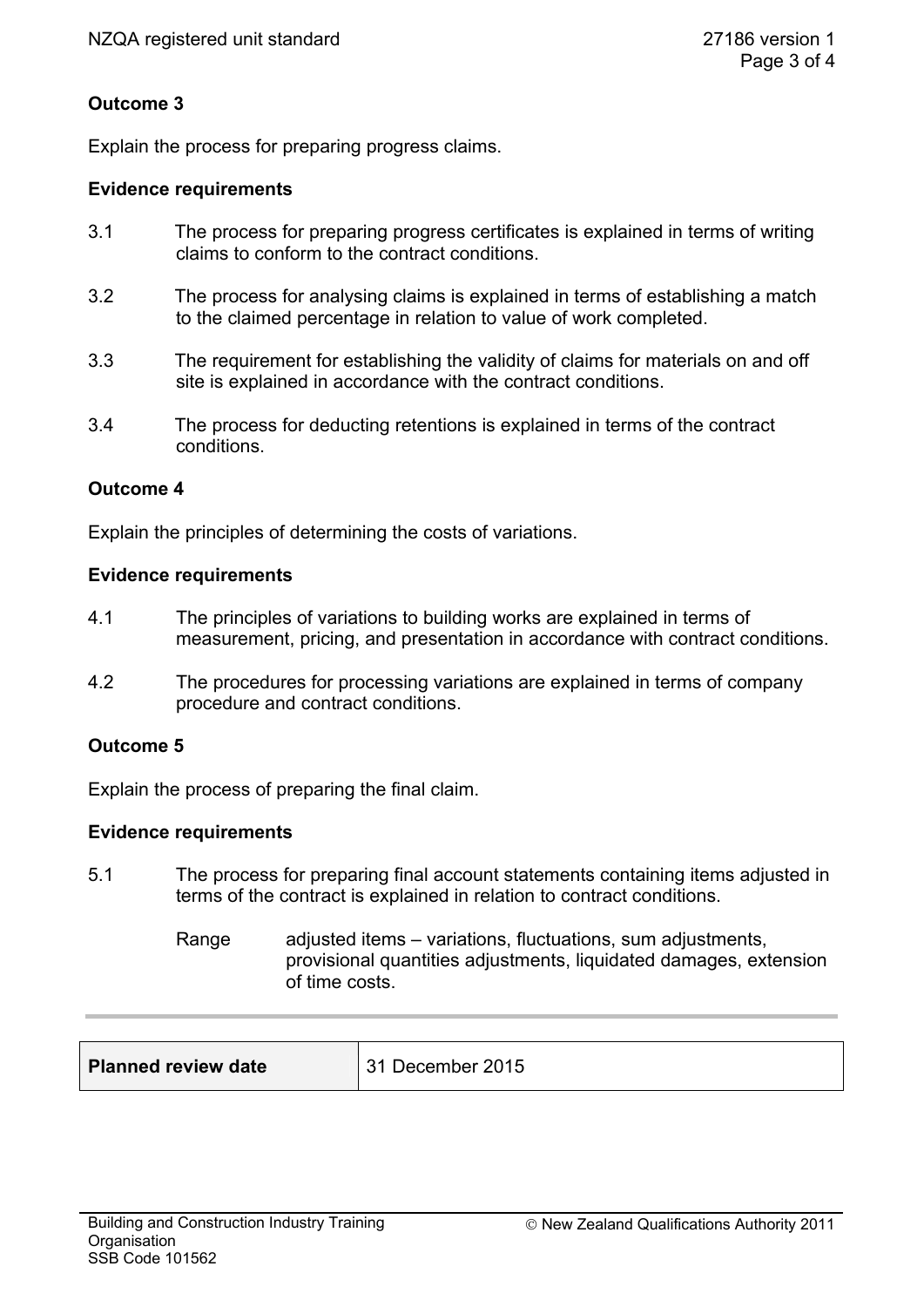**Outcome 3**

Explain the process for preparing progress claims.

**Evidence requirements**

3.1 The process for preparing progress certificates is explained in terms of writing claims to conform to the contract conditions.

3.2 The process for analysing claims is explained in terms of establishing a match to the claimed percentage in relation to value of work completed.

3.3 The requirement for establishing the validity of claims for materials on and off site is explained in accordance with the contract conditions.

3.4 The process for deducting retentions is explained in terms of the contract conditions.

**Outcome 4**

Explain the principles of determining the costs of variations.

**Evidence requirements**

4.1 The principles of variations to building works are explained in terms of measurement, pricing, and presentation in accordance with contract conditions.

4.2 The procedures for processing variations are explained in terms of company procedure and contract conditions.

**Outcome 5**

Explain the process of preparing the final claim.

**Evidence requirements**

5.1 The process for preparing final account statements containing items adjusted in terms of the contract is explained in relation to contract conditions.

Range adjusted items – variations, fluctuations, sum adjustments, provisional quantities adjustments, liquidated damages, extension of time costs.

| | |
|---|---|
| **Planned review date** | 31 December 2015 |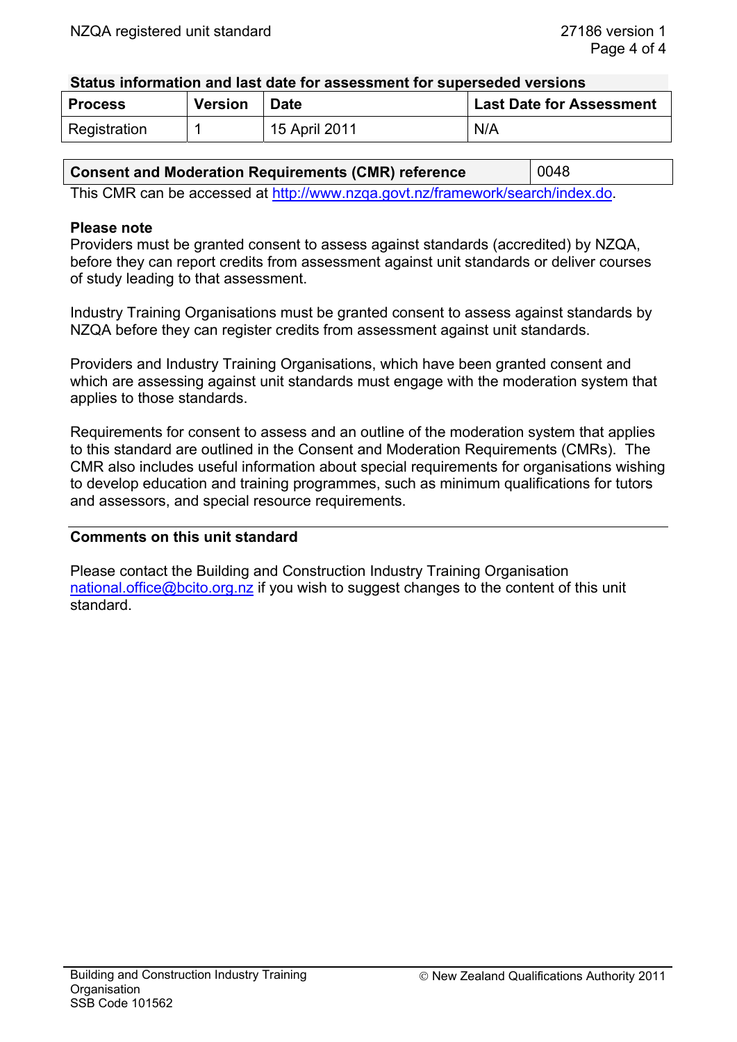**Status information and last date for assessment for superseded versions**

| Process | Version | Date | Last Date for Assessment |
|---|---|---|---|
| Registration | 1 | 15 April 2011 | N/A |

| Consent and Moderation Requirements (CMR) reference | 0048 |
|---|---|

This CMR can be accessed at http://www.nzqa.govt.nz/framework/search/index.do.

**Please note**

Providers must be granted consent to assess against standards (accredited) by NZQA, before they can report credits from assessment against unit standards or deliver courses of study leading to that assessment.

Industry Training Organisations must be granted consent to assess against standards by NZQA before they can register credits from assessment against unit standards.

Providers and Industry Training Organisations, which have been granted consent and which are assessing against unit standards must engage with the moderation system that applies to those standards.

Requirements for consent to assess and an outline of the moderation system that applies to this standard are outlined in the Consent and Moderation Requirements (CMRs). The CMR also includes useful information about special requirements for organisations wishing to develop education and training programmes, such as minimum qualifications for tutors and assessors, and special resource requirements.

**Comments on this unit standard**

Please contact the Building and Construction Industry Training Organisation national.office@bcito.org.nz if you wish to suggest changes to the content of this unit standard.